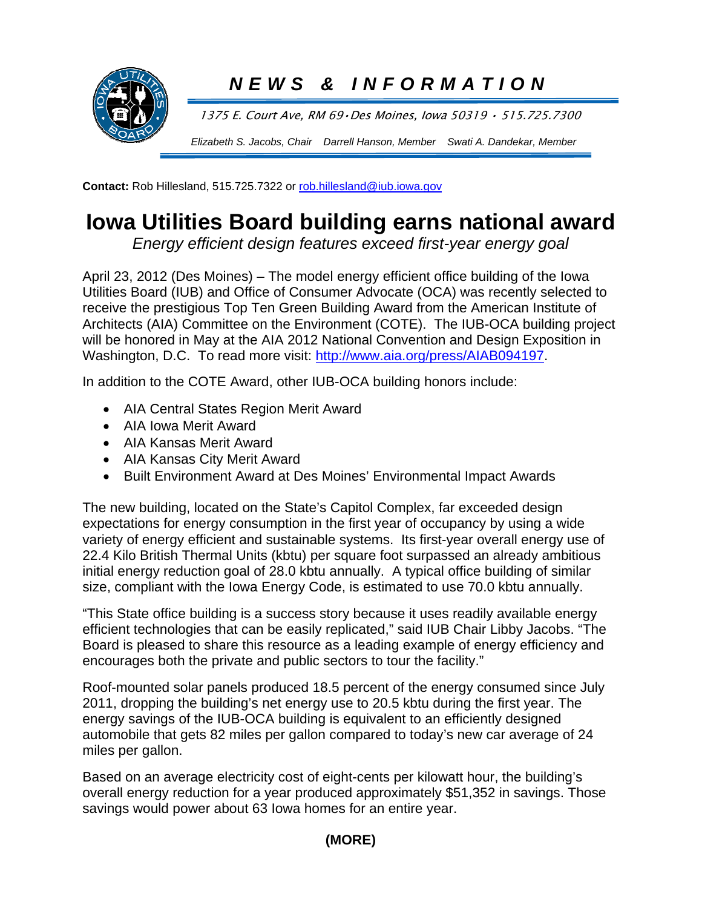# NEWS & INFORMATION

1375 E. Court Ave, RM 69 • Des Moines, Iowa 50319 • 515.725.7300

Elizabeth S. Jacobs, Chair    Darrell Hanson, Member    Swati A. Dandekar, Member

**Contact:** Rob Hillesland, 515.725.7322 or rob.hillesland@iub.iowa.gov

# Iowa Utilities Board building earns national award

*Energy efficient design features exceed first-year energy goal*

April 23, 2012 (Des Moines) – The model energy efficient office building of the Iowa Utilities Board (IUB) and Office of Consumer Advocate (OCA) was recently selected to receive the prestigious Top Ten Green Building Award from the American Institute of Architects (AIA) Committee on the Environment (COTE). The IUB-OCA building project will be honored in May at the AIA 2012 National Convention and Design Exposition in Washington, D.C. To read more visit: http://www.aia.org/press/AIAB094197.

In addition to the COTE Award, other IUB-OCA building honors include:

- AIA Central States Region Merit Award
- AIA Iowa Merit Award
- AIA Kansas Merit Award
- AIA Kansas City Merit Award
- Built Environment Award at Des Moines' Environmental Impact Awards

The new building, located on the State's Capitol Complex, far exceeded design expectations for energy consumption in the first year of occupancy by using a wide variety of energy efficient and sustainable systems. Its first-year overall energy use of 22.4 Kilo British Thermal Units (kbtu) per square foot surpassed an already ambitious initial energy reduction goal of 28.0 kbtu annually. A typical office building of similar size, compliant with the Iowa Energy Code, is estimated to use 70.0 kbtu annually.

"This State office building is a success story because it uses readily available energy efficient technologies that can be easily replicated," said IUB Chair Libby Jacobs. "The Board is pleased to share this resource as a leading example of energy efficiency and encourages both the private and public sectors to tour the facility."

Roof-mounted solar panels produced 18.5 percent of the energy consumed since July 2011, dropping the building's net energy use to 20.5 kbtu during the first year. The energy savings of the IUB-OCA building is equivalent to an efficiently designed automobile that gets 82 miles per gallon compared to today's new car average of 24 miles per gallon.

Based on an average electricity cost of eight-cents per kilowatt hour, the building's overall energy reduction for a year produced approximately $51,352 in savings. Those savings would power about 63 Iowa homes for an entire year.

**(MORE)**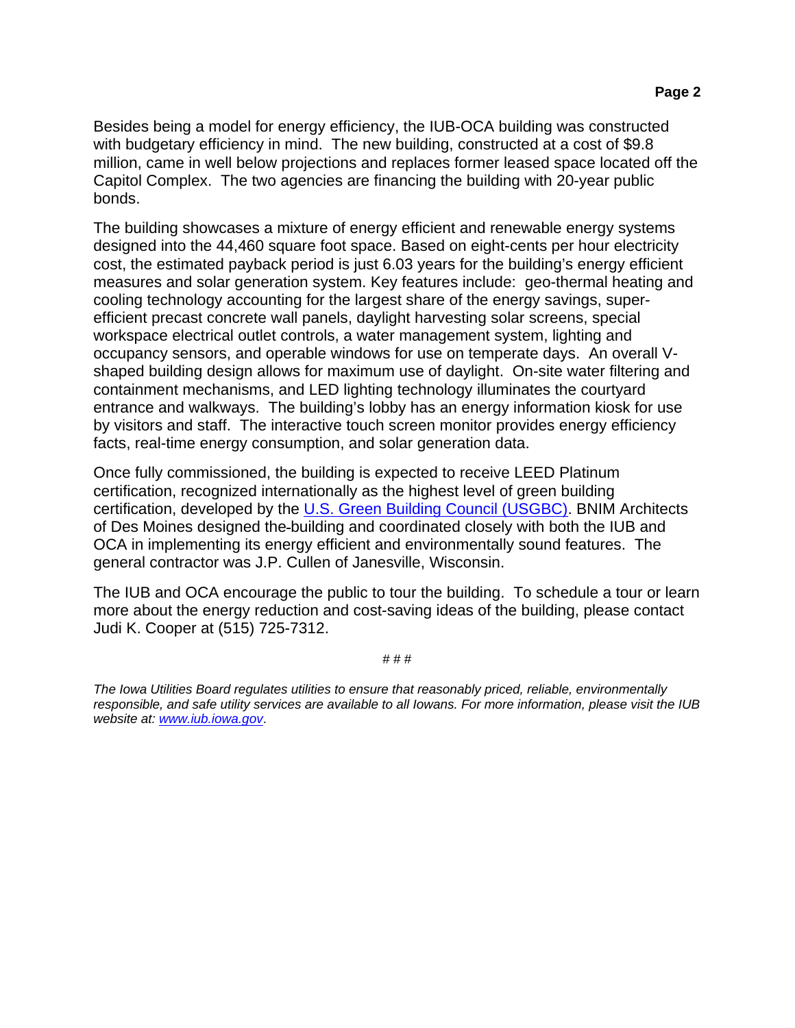Besides being a model for energy efficiency, the IUB-OCA building was constructed with budgetary efficiency in mind. The new building, constructed at a cost of $9.8 million, came in well below projections and replaces former leased space located off the Capitol Complex. The two agencies are financing the building with 20-year public bonds.

The building showcases a mixture of energy efficient and renewable energy systems designed into the 44,460 square foot space. Based on eight-cents per hour electricity cost, the estimated payback period is just 6.03 years for the building's energy efficient measures and solar generation system. Key features include: geo-thermal heating and cooling technology accounting for the largest share of the energy savings, super-efficient precast concrete wall panels, daylight harvesting solar screens, special workspace electrical outlet controls, a water management system, lighting and occupancy sensors, and operable windows for use on temperate days. An overall V-shaped building design allows for maximum use of daylight. On-site water filtering and containment mechanisms, and LED lighting technology illuminates the courtyard entrance and walkways. The building's lobby has an energy information kiosk for use by visitors and staff. The interactive touch screen monitor provides energy efficiency facts, real-time energy consumption, and solar generation data.

Once fully commissioned, the building is expected to receive LEED Platinum certification, recognized internationally as the highest level of green building certification, developed by the U.S. Green Building Council (USGBC). BNIM Architects of Des Moines designed the building and coordinated closely with both the IUB and OCA in implementing its energy efficient and environmentally sound features. The general contractor was J.P. Cullen of Janesville, Wisconsin.

The IUB and OCA encourage the public to tour the building. To schedule a tour or learn more about the energy reduction and cost-saving ideas of the building, please contact Judi K. Cooper at (515) 725-7312.

# # #

*The Iowa Utilities Board regulates utilities to ensure that reasonably priced, reliable, environmentally responsible, and safe utility services are available to all Iowans. For more information, please visit the IUB website at: www.iub.iowa.gov.*